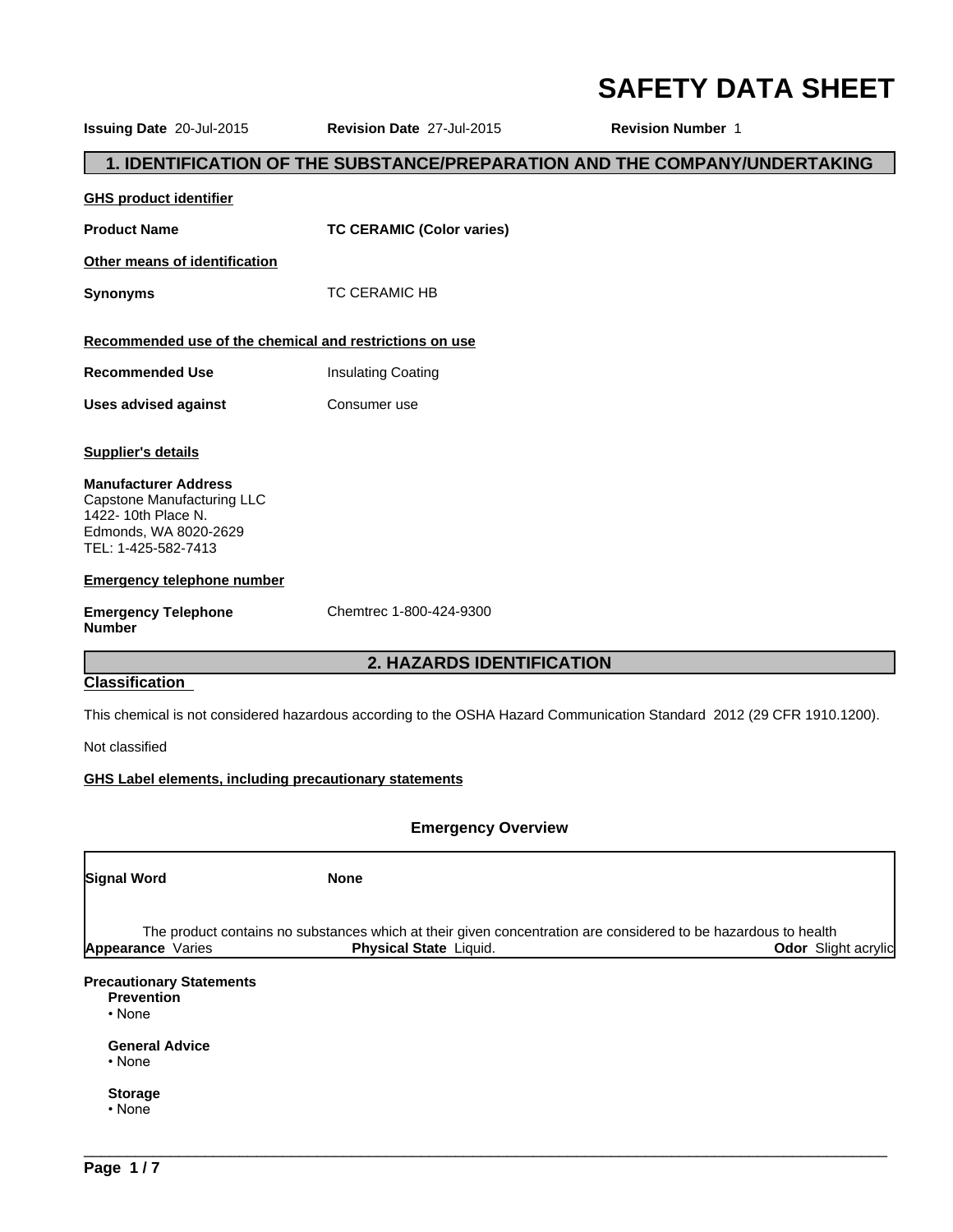# SAFETY DATA SHEET

**Issuing Date** 20-Jul-2015 **Revision Date** 27-Jul-2015 **Revision Number** 1

## 1. IDENTIFICATION OF THE SUBSTANCE/PREPARATION AND THE COMPANY/UNDERTAKING

**GHS product identifier**

**Product Name** **TC CERAMIC (Color varies)**

**Other means of identification**

**Synonyms** TC CERAMIC HB

**Recommended use of the chemical and restrictions on use**

**Recommended Use** Insulating Coating

**Uses advised against** Consumer use

**Supplier's details**

**Manufacturer Address**
Capstone Manufacturing LLC
1422- 10th Place N.
Edmonds, WA 8020-2629
TEL: 1-425-582-7413

**Emergency telephone number**

**Emergency Telephone Number** Chemtrec 1-800-424-9300

## 2. HAZARDS IDENTIFICATION

**Classification**

This chemical is not considered hazardous according to the OSHA Hazard Communication Standard 2012 (29 CFR 1910.1200).

Not classified

**GHS Label elements, including precautionary statements**

### Emergency Overview

**Signal Word** **None**

The product contains no substances which at their given concentration are considered to be hazardous to health

**Appearance** Varies **Physical State** Liquid. **Odor** Slight acrylic

**Precautionary Statements**

**Prevention**
- None

**General Advice**
- None

**Storage**
- None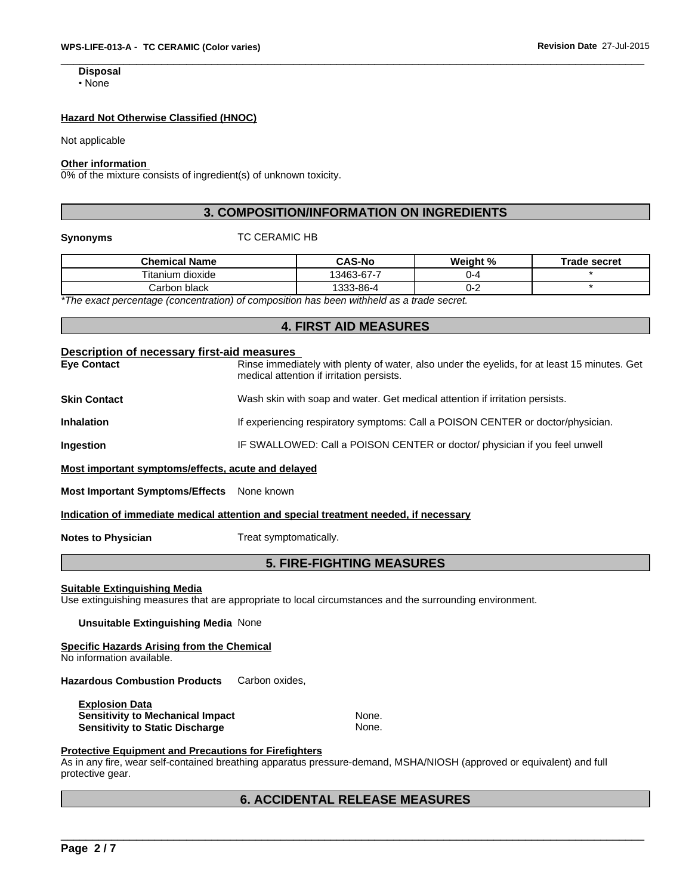**Disposal**

• None

**Hazard Not Otherwise Classified (HNOC)**

Not applicable

**Other information**

0% of the mixture consists of ingredient(s) of unknown toxicity.

## 3. COMPOSITION/INFORMATION ON INGREDIENTS

**Synonyms** TC CERAMIC HB

| Chemical Name | CAS-No | Weight % | Trade secret |
|---|---|---|---|
| Titanium dioxide | 13463-67-7 | 0-4 | * |
| Carbon black | 1333-86-4 | 0-2 | * |

*\*The exact percentage (concentration) of composition has been withheld as a trade secret.*

## 4. FIRST AID MEASURES

**Description of necessary first-aid measures**

**Eye Contact** Rinse immediately with plenty of water, also under the eyelids, for at least 15 minutes. Get medical attention if irritation persists.

**Skin Contact** Wash skin with soap and water. Get medical attention if irritation persists.

**Inhalation** If experiencing respiratory symptoms: Call a POISON CENTER or doctor/physician.

**Ingestion** IF SWALLOWED: Call a POISON CENTER or doctor/ physician if you feel unwell

**Most important symptoms/effects, acute and delayed**

**Most Important Symptoms/Effects** None known

**Indication of immediate medical attention and special treatment needed, if necessary**

**Notes to Physician** Treat symptomatically.

## 5. FIRE-FIGHTING MEASURES

**Suitable Extinguishing Media**

Use extinguishing measures that are appropriate to local circumstances and the surrounding environment.

**Unsuitable Extinguishing Media** None

**Specific Hazards Arising from the Chemical**

No information available.

**Hazardous Combustion Products** Carbon oxides,

**Explosion Data**

**Sensitivity to Mechanical Impact** None.

**Sensitivity to Static Discharge** None.

**Protective Equipment and Precautions for Firefighters**

As in any fire, wear self-contained breathing apparatus pressure-demand, MSHA/NIOSH (approved or equivalent) and full protective gear.

## 6. ACCIDENTAL RELEASE MEASURES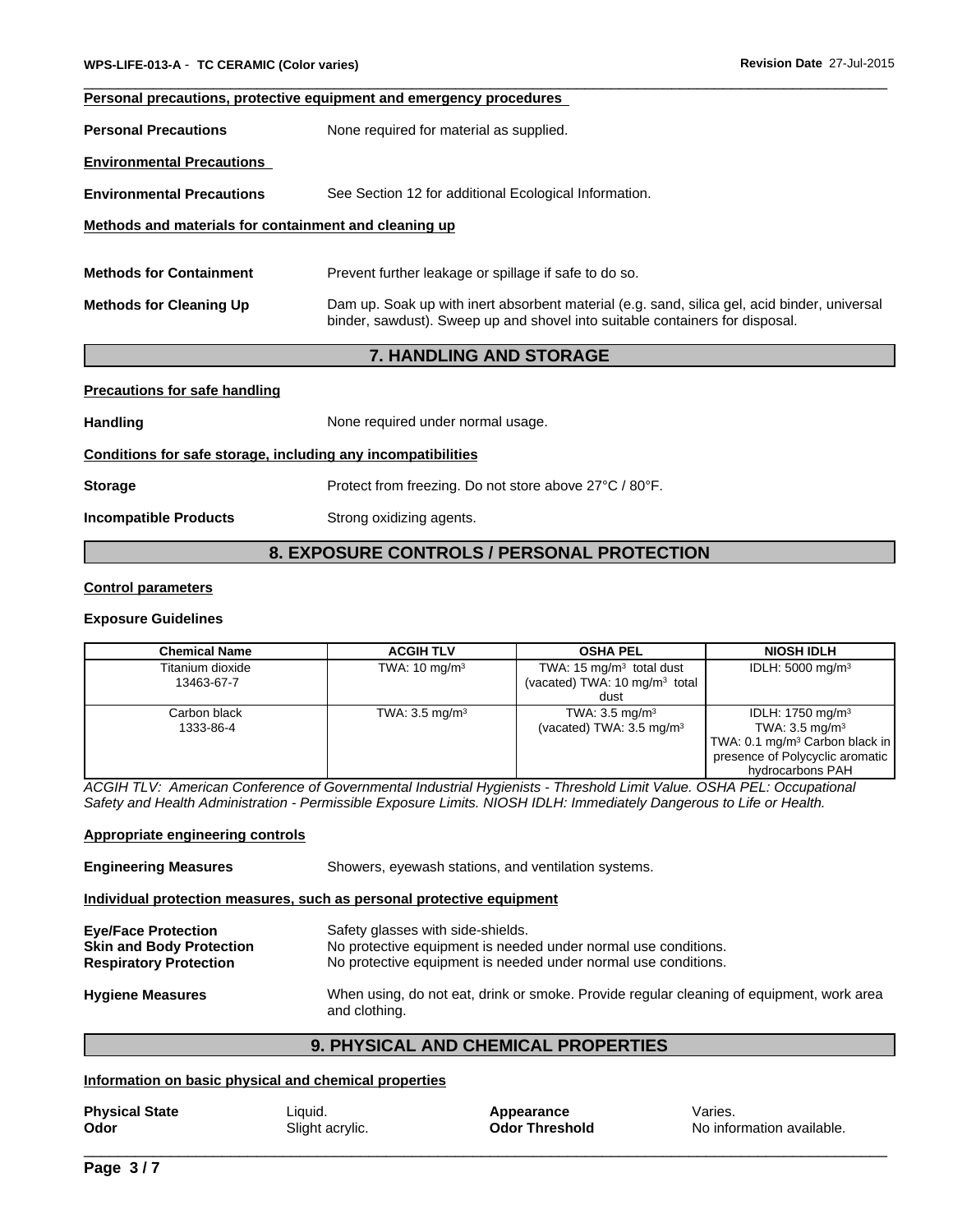**Personal precautions, protective equipment and emergency procedures**

**Personal Precautions** None required for material as supplied.

**Environmental Precautions**

**Environmental Precautions** See Section 12 for additional Ecological Information.

**Methods and materials for containment and cleaning up**

**Methods for Containment** Prevent further leakage or spillage if safe to do so.

**Methods for Cleaning Up** Dam up. Soak up with inert absorbent material (e.g. sand, silica gel, acid binder, universal binder, sawdust). Sweep up and shovel into suitable containers for disposal.

## 7. HANDLING AND STORAGE

**Precautions for safe handling**

**Handling** None required under normal usage.

**Conditions for safe storage, including any incompatibilities**

**Storage** Protect from freezing. Do not store above 27°C / 80°F.

**Incompatible Products** Strong oxidizing agents.

## 8. EXPOSURE CONTROLS / PERSONAL PROTECTION

**Control parameters**

**Exposure Guidelines**

| Chemical Name | ACGIH TLV | OSHA PEL | NIOSH IDLH |
|---|---|---|---|
| Titanium dioxide 13463-67-7 | TWA: 10 mg/m³ | TWA: 15 mg/m³ total dust (vacated) TWA: 10 mg/m³ total dust | IDLH: 5000 mg/m³ |
| Carbon black 1333-86-4 | TWA: 3.5 mg/m³ | TWA: 3.5 mg/m³ (vacated) TWA: 3.5 mg/m³ | IDLH: 1750 mg/m³ TWA: 3.5 mg/m³ TWA: 0.1 mg/m³ Carbon black in presence of Polycyclic aromatic hydrocarbons PAH |

*ACGIH TLV: American Conference of Governmental Industrial Hygienists - Threshold Limit Value. OSHA PEL: Occupational Safety and Health Administration - Permissible Exposure Limits. NIOSH IDLH: Immediately Dangerous to Life or Health.*

**Appropriate engineering controls**

**Engineering Measures** Showers, eyewash stations, and ventilation systems.

**Individual protection measures, such as personal protective equipment**

**Eye/Face Protection** Safety glasses with side-shields.
**Skin and Body Protection** No protective equipment is needed under normal use conditions.
**Respiratory Protection** No protective equipment is needed under normal use conditions.

**Hygiene Measures** When using, do not eat, drink or smoke. Provide regular cleaning of equipment, work area and clothing.

## 9. PHYSICAL AND CHEMICAL PROPERTIES

**Information on basic physical and chemical properties**

**Physical State** Liquid.
**Odor** Slight acrylic.
**Appearance** Varies.
**Odor Threshold** No information available.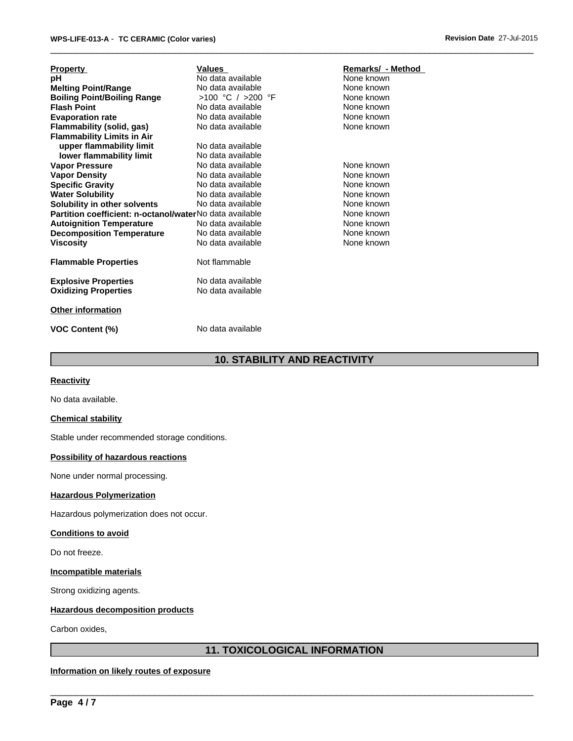| Property | Values | Remarks/ - Method |
|---|---|---|
| **pH** | No data available | None known |
| **Melting Point/Range** | No data available | None known |
| **Boiling Point/Boiling Range** | >100 °C / >200 °F | None known |
| **Flash Point** | No data available | None known |
| **Evaporation rate** | No data available | None known |
| **Flammability (solid, gas)** | No data available | None known |
| **Flammability Limits in Air** | | |
| **upper flammability limit** | No data available | |
| **lower flammability limit** | No data available | |
| **Vapor Pressure** | No data available | None known |
| **Vapor Density** | No data available | None known |
| **Specific Gravity** | No data available | None known |
| **Water Solubility** | No data available | None known |
| **Solubility in other solvents** | No data available | None known |
| **Partition coefficient: n-octanol/water** | No data available | None known |
| **Autoignition Temperature** | No data available | None known |
| **Decomposition Temperature** | No data available | None known |
| **Viscosity** | No data available | None known |
| **Flammable Properties** | Not flammable | |
| **Explosive Properties** | No data available | |
| **Oxidizing Properties** | No data available | |

**Other information**

**VOC Content (%)** No data available

## 10. STABILITY AND REACTIVITY

**Reactivity**

No data available.

**Chemical stability**

Stable under recommended storage conditions.

**Possibility of hazardous reactions**

None under normal processing.

**Hazardous Polymerization**

Hazardous polymerization does not occur.

**Conditions to avoid**

Do not freeze.

**Incompatible materials**

Strong oxidizing agents.

**Hazardous decomposition products**

Carbon oxides,

## 11. TOXICOLOGICAL INFORMATION

**Information on likely routes of exposure**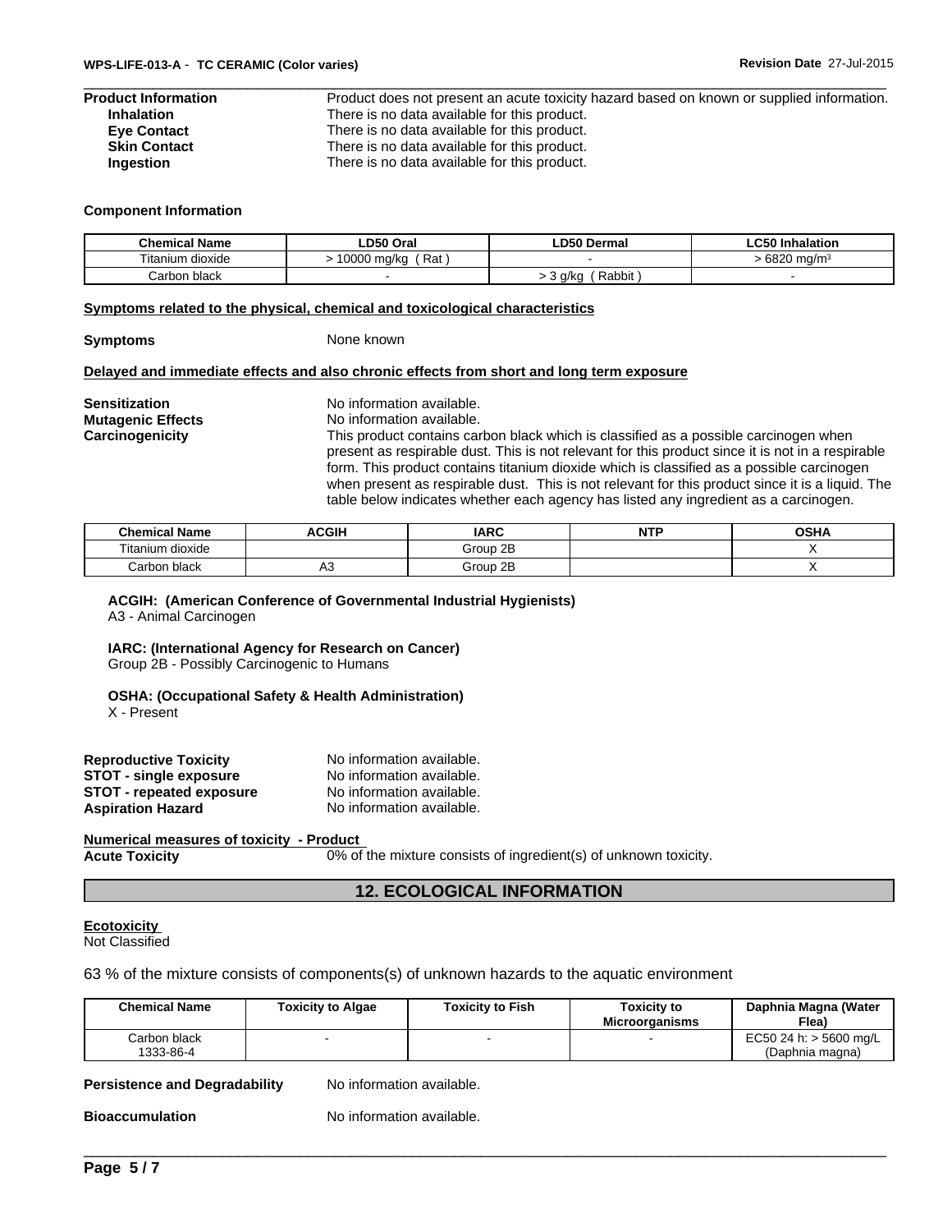**Product Information** Product does not present an acute toxicity hazard based on known or supplied information.

**Inhalation** There is no data available for this product.

**Eye Contact** There is no data available for this product.

**Skin Contact** There is no data available for this product.

**Ingestion** There is no data available for this product.

**Component Information**

| Chemical Name | LD50 Oral | LD50 Dermal | LC50 Inhalation |
|---|---|---|---|
| Titanium dioxide | > 10000 mg/kg ( Rat ) | - | > 6820 mg/m³ |
| Carbon black | - | > 3 g/kg ( Rabbit ) | - |

**Symptoms related to the physical, chemical and toxicological characteristics**

**Symptoms** None known

**Delayed and immediate effects and also chronic effects from short and long term exposure**

**Sensitization** No information available.

**Mutagenic Effects** No information available.

**Carcinogenicity** This product contains carbon black which is classified as a possible carcinogen when present as respirable dust. This is not relevant for this product since it is not in a respirable form. This product contains titanium dioxide which is classified as a possible carcinogen when present as respirable dust. This is not relevant for this product since it is a liquid. The table below indicates whether each agency has listed any ingredient as a carcinogen.

| Chemical Name | ACGIH | IARC | NTP | OSHA |
|---|---|---|---|---|
| Titanium dioxide | | Group 2B | | X |
| Carbon black | A3 | Group 2B | | X |

**ACGIH: (American Conference of Governmental Industrial Hygienists)**
A3 - Animal Carcinogen

**IARC: (International Agency for Research on Cancer)**
Group 2B - Possibly Carcinogenic to Humans

**OSHA: (Occupational Safety & Health Administration)**
X - Present

**Reproductive Toxicity** No information available.

**STOT - single exposure** No information available.

**STOT - repeated exposure** No information available.

**Aspiration Hazard** No information available.

**Numerical measures of toxicity - Product**

**Acute Toxicity** 0% of the mixture consists of ingredient(s) of unknown toxicity.

## 12. ECOLOGICAL INFORMATION

**Ecotoxicity**
Not Classified

63 % of the mixture consists of components(s) of unknown hazards to the aquatic environment

| Chemical Name | Toxicity to Algae | Toxicity to Fish | Toxicity to Microorganisms | Daphnia Magna (Water Flea) |
|---|---|---|---|---|
| Carbon black 1333-86-4 | - | - | - | EC50 24 h: > 5600 mg/L (Daphnia magna) |

**Persistence and Degradability** No information available.

**Bioaccumulation** No information available.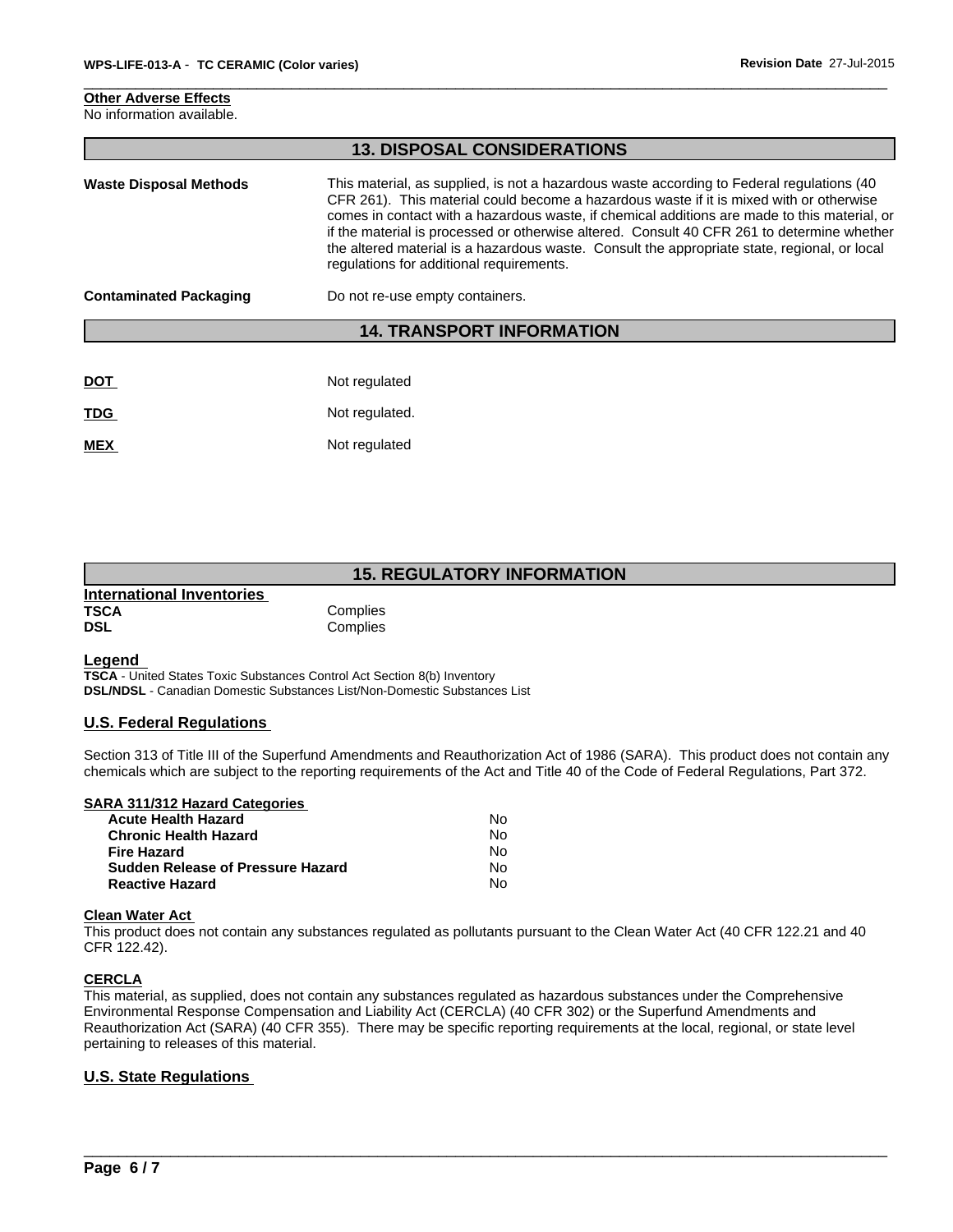**Other Adverse Effects**
No information available.

## 13. DISPOSAL CONSIDERATIONS

| | |
|---|---|
| **Waste Disposal Methods** | This material, as supplied, is not a hazardous waste according to Federal regulations (40 CFR 261). This material could become a hazardous waste if it is mixed with or otherwise comes in contact with a hazardous waste, if chemical additions are made to this material, or if the material is processed or otherwise altered. Consult 40 CFR 261 to determine whether the altered material is a hazardous waste. Consult the appropriate state, regional, or local regulations for additional requirements. |
| **Contaminated Packaging** | Do not re-use empty containers. |

## 14. TRANSPORT INFORMATION

| | |
|---|---|
| **DOT** | Not regulated |
| **TDG** | Not regulated. |
| **MEX** | Not regulated |

## 15. REGULATORY INFORMATION

**International Inventories**

| | |
|---|---|
| **TSCA** | Complies |
| **DSL** | Complies |

**Legend**
**TSCA** - United States Toxic Substances Control Act Section 8(b) Inventory
**DSL/NDSL** - Canadian Domestic Substances List/Non-Domestic Substances List

### U.S. Federal Regulations

Section 313 of Title III of the Superfund Amendments and Reauthorization Act of 1986 (SARA). This product does not contain any chemicals which are subject to the reporting requirements of the Act and Title 40 of the Code of Federal Regulations, Part 372.

**SARA 311/312 Hazard Categories**

| | |
|---|---|
| **Acute Health Hazard** | No |
| **Chronic Health Hazard** | No |
| **Fire Hazard** | No |
| **Sudden Release of Pressure Hazard** | No |
| **Reactive Hazard** | No |

**Clean Water Act**
This product does not contain any substances regulated as pollutants pursuant to the Clean Water Act (40 CFR 122.21 and 40 CFR 122.42).

**CERCLA**
This material, as supplied, does not contain any substances regulated as hazardous substances under the Comprehensive Environmental Response Compensation and Liability Act (CERCLA) (40 CFR 302) or the Superfund Amendments and Reauthorization Act (SARA) (40 CFR 355). There may be specific reporting requirements at the local, regional, or state level pertaining to releases of this material.

### U.S. State Regulations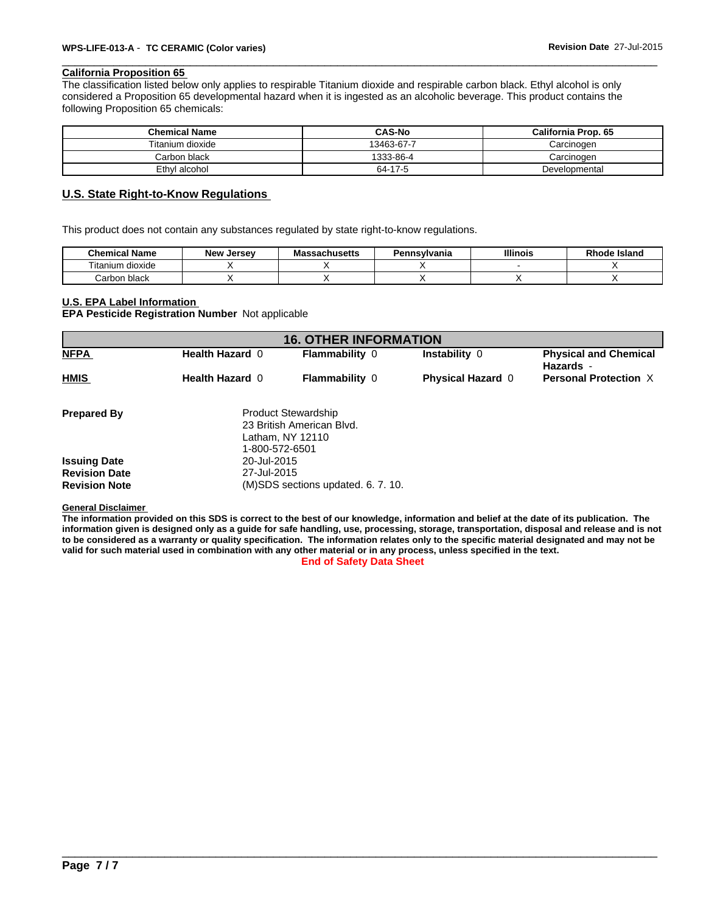**California Proposition 65**

The classification listed below only applies to respirable Titanium dioxide and respirable carbon black. Ethyl alcohol is only considered a Proposition 65 developmental hazard when it is ingested as an alcoholic beverage. This product contains the following Proposition 65 chemicals:

| Chemical Name | CAS-No | California Prop. 65 |
|---|---|---|
| Titanium dioxide | 13463-67-7 | Carcinogen |
| Carbon black | 1333-86-4 | Carcinogen |
| Ethyl alcohol | 64-17-5 | Developmental |

**U.S. State Right-to-Know Regulations**

This product does not contain any substances regulated by state right-to-know regulations.

| Chemical Name | New Jersey | Massachusetts | Pennsylvania | Illinois | Rhode Island |
|---|---|---|---|---|---|
| Titanium dioxide | X | X | X | - | X |
| Carbon black | X | X | X | X | X |

**U.S. EPA Label Information**

**EPA Pesticide Registration Number** Not applicable

## 16. OTHER INFORMATION

| | | | | |
|---|---|---|---|---|
| **NFPA** | **Health Hazard** 0 | **Flammability** 0 | **Instability** 0 | **Physical and Chemical Hazards** - |
| **HMIS** | **Health Hazard** 0 | **Flammability** 0 | **Physical Hazard** 0 | **Personal Protection** X |

**Prepared By** Product Stewardship
23 British American Blvd.
Latham, NY 12110
1-800-572-6501

**Issuing Date** 20-Jul-2015
**Revision Date** 27-Jul-2015
**Revision Note** (M)SDS sections updated. 6. 7. 10.

**General Disclaimer**

**The information provided on this SDS is correct to the best of our knowledge, information and belief at the date of its publication. The information given is designed only as a guide for safe handling, use, processing, storage, transportation, disposal and release and is not to be considered as a warranty or quality specification. The information relates only to the specific material designated and may not be valid for such material used in combination with any other material or in any process, unless specified in the text.**

**End of Safety Data Sheet**